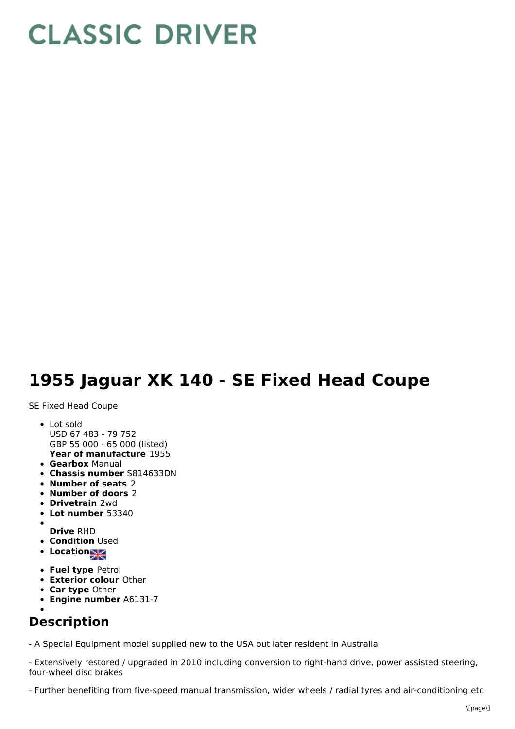# CLASSIC DRIVER

# 1955 Jaguar XK 140 - SE Fixed Head Coupe

SE Fixed Head Coupe

- Lot sold
  USD 67 483 - 79 752
  GBP 55 000 - 65 000 (listed)
  **Year of manufacture** 1955
- **Gearbox** Manual
- **Chassis number** S814633DN
- **Number of seats** 2
- **Number of doors** 2
- **Drivetrain** 2wd
- **Lot number** 53340
- **Drive** RHD
- **Condition** Used
- **Location**
- **Fuel type** Petrol
- **Exterior colour** Other
- **Car type** Other
- **Engine number** A6131-7

## Description

- A Special Equipment model supplied new to the USA but later resident in Australia

- Extensively restored / upgraded in 2010 including conversion to right-hand drive, power assisted steering, four-wheel disc brakes

- Further benefiting from five-speed manual transmission, wider wheels / radial tyres and air-conditioning etc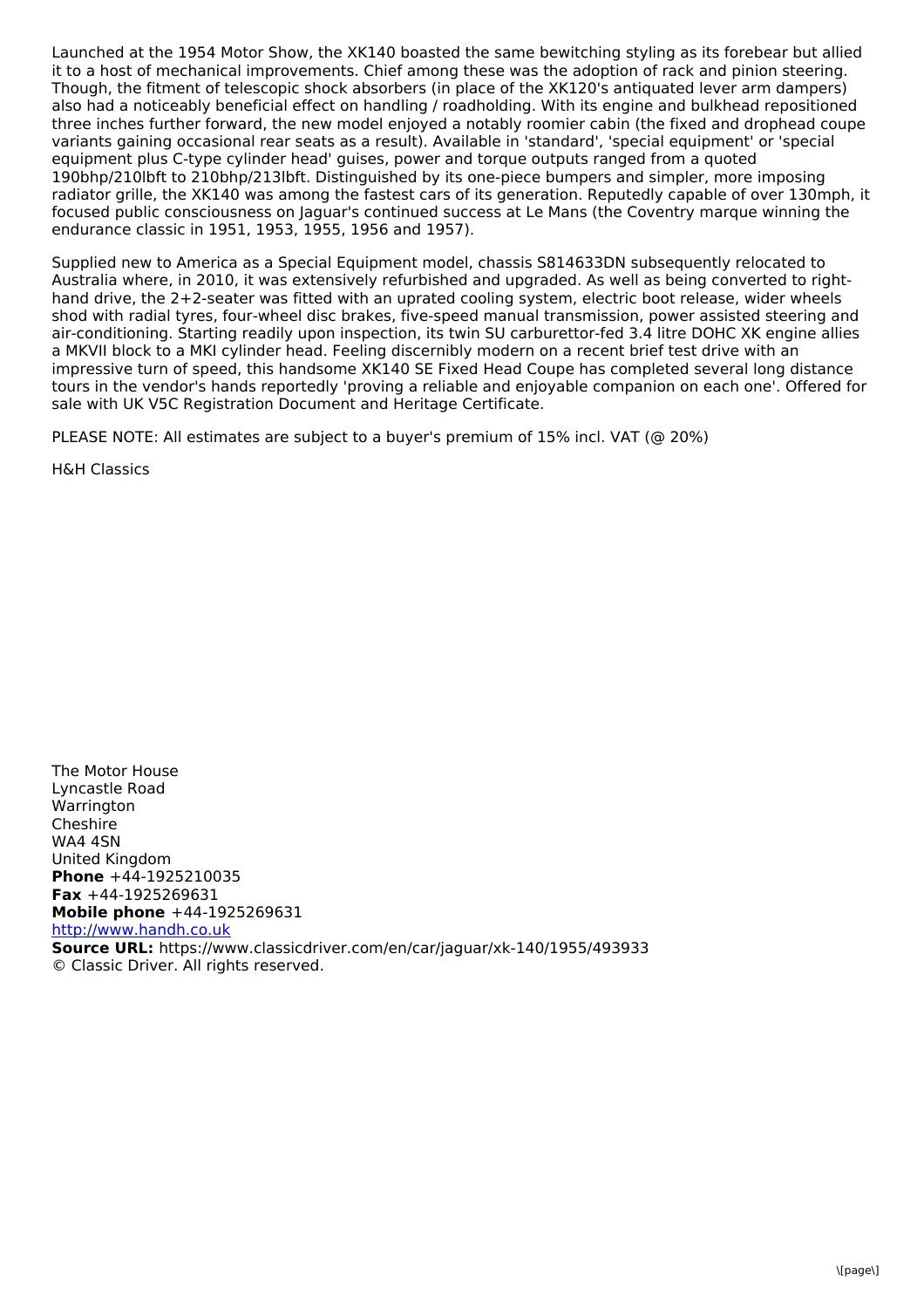Launched at the 1954 Motor Show, the XK140 boasted the same bewitching styling as its forebear but allied it to a host of mechanical improvements. Chief among these was the adoption of rack and pinion steering. Though, the fitment of telescopic shock absorbers (in place of the XK120's antiquated lever arm dampers) also had a noticeably beneficial effect on handling / roadholding. With its engine and bulkhead repositioned three inches further forward, the new model enjoyed a notably roomier cabin (the fixed and drophead coupe variants gaining occasional rear seats as a result). Available in 'standard', 'special equipment' or 'special equipment plus C-type cylinder head' guises, power and torque outputs ranged from a quoted 190bhp/210lbft to 210bhp/213lbft. Distinguished by its one-piece bumpers and simpler, more imposing radiator grille, the XK140 was among the fastest cars of its generation. Reputedly capable of over 130mph, it focused public consciousness on Jaguar's continued success at Le Mans (the Coventry marque winning the endurance classic in 1951, 1953, 1955, 1956 and 1957).

Supplied new to America as a Special Equipment model, chassis S814633DN subsequently relocated to Australia where, in 2010, it was extensively refurbished and upgraded. As well as being converted to right-hand drive, the 2+2-seater was fitted with an uprated cooling system, electric boot release, wider wheels shod with radial tyres, four-wheel disc brakes, five-speed manual transmission, power assisted steering and air-conditioning. Starting readily upon inspection, its twin SU carburettor-fed 3.4 litre DOHC XK engine allies a MKVII block to a MKI cylinder head. Feeling discernibly modern on a recent brief test drive with an impressive turn of speed, this handsome XK140 SE Fixed Head Coupe has completed several long distance tours in the vendor's hands reportedly 'proving a reliable and enjoyable companion on each one'. Offered for sale with UK V5C Registration Document and Heritage Certificate.

PLEASE NOTE: All estimates are subject to a buyer's premium of 15% incl. VAT (@ 20%)

H&H Classics

The Motor House
Lyncastle Road
Warrington
Cheshire
WA4 4SN
United Kingdom
**Phone** +44-1925210035
**Fax** +44-1925269631
**Mobile phone** +44-1925269631
[http://www.handh.co.uk](http://www.handh.co.uk)
**Source URL:** https://www.classicdriver.com/en/car/jaguar/xk-140/1955/493933
© Classic Driver. All rights reserved.